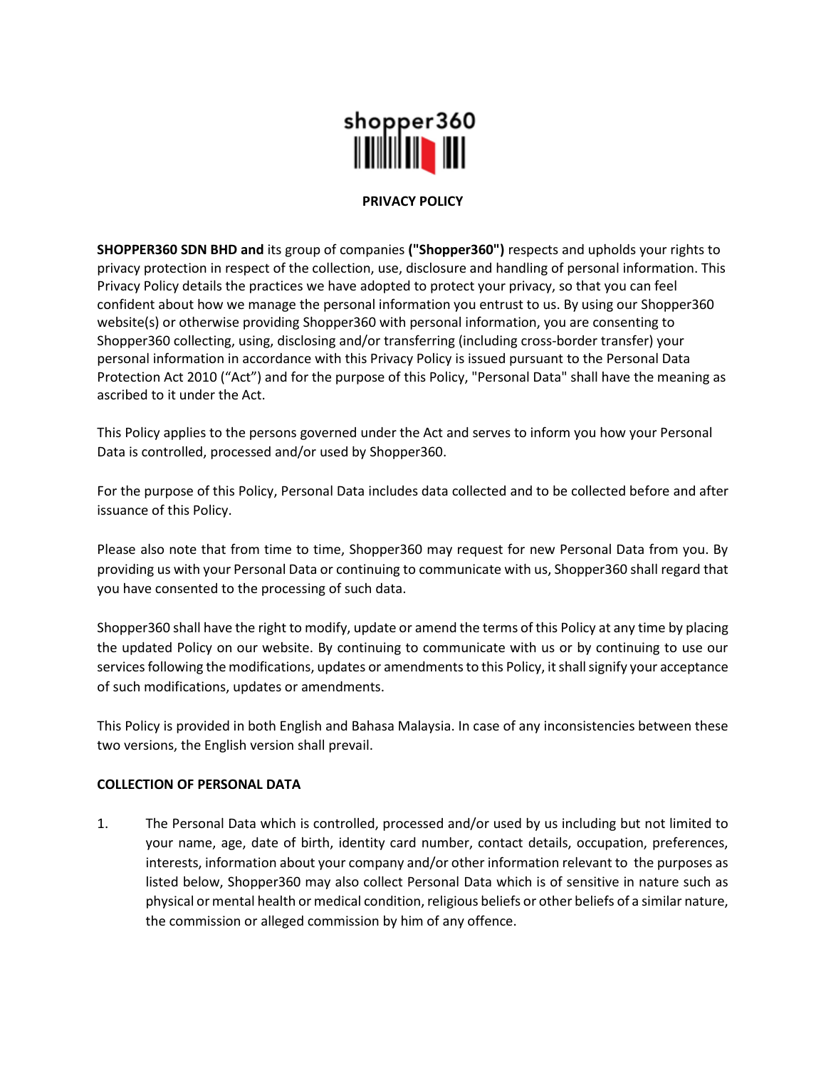# PRIVACY POLICY

**SHOPPER360 SDN BHD and** its group of companies **("Shopper360")** respects and upholds your rights to privacy protection in respect of the collection, use, disclosure and handling of personal information. This Privacy Policy details the practices we have adopted to protect your privacy, so that you can feel confident about how we manage the personal information you entrust to us. By using our Shopper360 website(s) or otherwise providing Shopper360 with personal information, you are consenting to Shopper360 collecting, using, disclosing and/or transferring (including cross-border transfer) your personal information in accordance with this Privacy Policy is issued pursuant to the Personal Data Protection Act 2010 ("Act") and for the purpose of this Policy, "Personal Data" shall have the meaning as ascribed to it under the Act.

This Policy applies to the persons governed under the Act and serves to inform you how your Personal Data is controlled, processed and/or used by Shopper360.

For the purpose of this Policy, Personal Data includes data collected and to be collected before and after issuance of this Policy.

Please also note that from time to time, Shopper360 may request for new Personal Data from you. By providing us with your Personal Data or continuing to communicate with us, Shopper360 shall regard that you have consented to the processing of such data.

Shopper360 shall have the right to modify, update or amend the terms of this Policy at any time by placing the updated Policy on our website. By continuing to communicate with us or by continuing to use our services following the modifications, updates or amendments to this Policy, it shall signify your acceptance of such modifications, updates or amendments.

This Policy is provided in both English and Bahasa Malaysia. In case of any inconsistencies between these two versions, the English version shall prevail.

## COLLECTION OF PERSONAL DATA

1. The Personal Data which is controlled, processed and/or used by us including but not limited to your name, age, date of birth, identity card number, contact details, occupation, preferences, interests, information about your company and/or other information relevant to the purposes as listed below, Shopper360 may also collect Personal Data which is of sensitive in nature such as physical or mental health or medical condition, religious beliefs or other beliefs of a similar nature, the commission or alleged commission by him of any offence.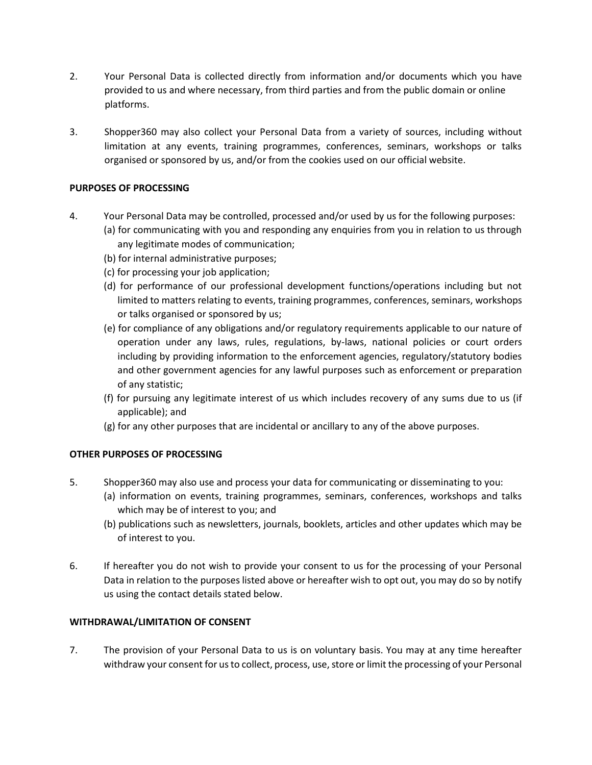2. Your Personal Data is collected directly from information and/or documents which you have provided to us and where necessary, from third parties and from the public domain or online platforms.

3. Shopper360 may also collect your Personal Data from a variety of sources, including without limitation at any events, training programmes, conferences, seminars, workshops or talks organised or sponsored by us, and/or from the cookies used on our official website.

**PURPOSES OF PROCESSING**

4. Your Personal Data may be controlled, processed and/or used by us for the following purposes:
   (a) for communicating with you and responding any enquiries from you in relation to us through any legitimate modes of communication;
   (b) for internal administrative purposes;
   (c) for processing your job application;
   (d) for performance of our professional development functions/operations including but not limited to matters relating to events, training programmes, conferences, seminars, workshops or talks organised or sponsored by us;
   (e) for compliance of any obligations and/or regulatory requirements applicable to our nature of operation under any laws, rules, regulations, by-laws, national policies or court orders including by providing information to the enforcement agencies, regulatory/statutory bodies and other government agencies for any lawful purposes such as enforcement or preparation of any statistic;
   (f) for pursuing any legitimate interest of us which includes recovery of any sums due to us (if applicable); and
   (g) for any other purposes that are incidental or ancillary to any of the above purposes.

**OTHER PURPOSES OF PROCESSING**

5. Shopper360 may also use and process your data for communicating or disseminating to you:
   (a) information on events, training programmes, seminars, conferences, workshops and talks which may be of interest to you; and
   (b) publications such as newsletters, journals, booklets, articles and other updates which may be of interest to you.

6. If hereafter you do not wish to provide your consent to us for the processing of your Personal Data in relation to the purposes listed above or hereafter wish to opt out, you may do so by notify us using the contact details stated below.

**WITHDRAWAL/LIMITATION OF CONSENT**

7. The provision of your Personal Data to us is on voluntary basis. You may at any time hereafter withdraw your consent for us to collect, process, use, store or limit the processing of your Personal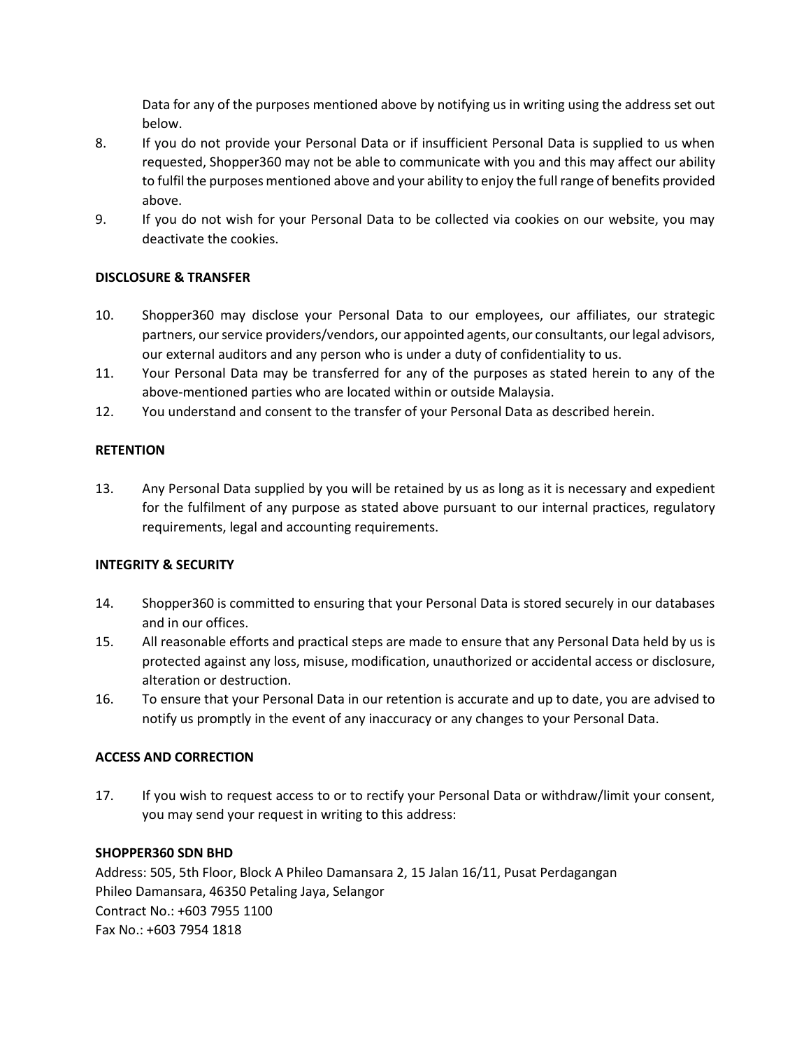Data for any of the purposes mentioned above by notifying us in writing using the address set out below.

8. If you do not provide your Personal Data or if insufficient Personal Data is supplied to us when requested, Shopper360 may not be able to communicate with you and this may affect our ability to fulfil the purposes mentioned above and your ability to enjoy the full range of benefits provided above.
9. If you do not wish for your Personal Data to be collected via cookies on our website, you may deactivate the cookies.

**DISCLOSURE & TRANSFER**

10. Shopper360 may disclose your Personal Data to our employees, our affiliates, our strategic partners, our service providers/vendors, our appointed agents, our consultants, our legal advisors, our external auditors and any person who is under a duty of confidentiality to us.
11. Your Personal Data may be transferred for any of the purposes as stated herein to any of the above-mentioned parties who are located within or outside Malaysia.
12. You understand and consent to the transfer of your Personal Data as described herein.

**RETENTION**

13. Any Personal Data supplied by you will be retained by us as long as it is necessary and expedient for the fulfilment of any purpose as stated above pursuant to our internal practices, regulatory requirements, legal and accounting requirements.

**INTEGRITY & SECURITY**

14. Shopper360 is committed to ensuring that your Personal Data is stored securely in our databases and in our offices.
15. All reasonable efforts and practical steps are made to ensure that any Personal Data held by us is protected against any loss, misuse, modification, unauthorized or accidental access or disclosure, alteration or destruction.
16. To ensure that your Personal Data in our retention is accurate and up to date, you are advised to notify us promptly in the event of any inaccuracy or any changes to your Personal Data.

**ACCESS AND CORRECTION**

17. If you wish to request access to or to rectify your Personal Data or withdraw/limit your consent, you may send your request in writing to this address:

**SHOPPER360 SDN BHD**
Address: 505, 5th Floor, Block A Phileo Damansara 2, 15 Jalan 16/11, Pusat Perdagangan Phileo Damansara, 46350 Petaling Jaya, Selangor
Contract No.: +603 7955 1100
Fax No.: +603 7954 1818